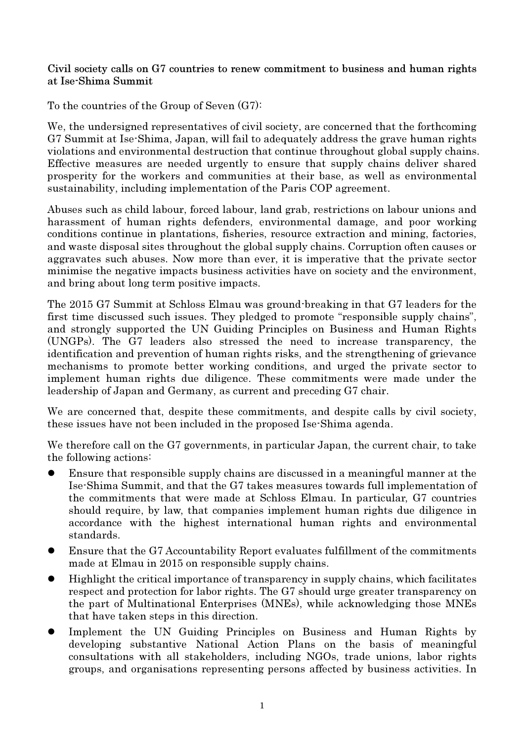**Civil society calls on G7 countries to renew commitment to business and human rights at Ise-Shima Summit**

To the countries of the Group of Seven (G7):

We, the undersigned representatives of civil society, are concerned that the forthcoming G7 Summit at Ise-Shima, Japan, will fail to adequately address the grave human rights violations and environmental destruction that continue throughout global supply chains. Effective measures are needed urgently to ensure that supply chains deliver shared prosperity for the workers and communities at their base, as well as environmental sustainability, including implementation of the Paris COP agreement.

Abuses such as child labour, forced labour, land grab, restrictions on labour unions and harassment of human rights defenders, environmental damage, and poor working conditions continue in plantations, fisheries, resource extraction and mining, factories, and waste disposal sites throughout the global supply chains. Corruption often causes or aggravates such abuses. Now more than ever, it is imperative that the private sector minimise the negative impacts business activities have on society and the environment, and bring about long term positive impacts.

The 2015 G7 Summit at Schloss Elmau was ground-breaking in that G7 leaders for the first time discussed such issues. They pledged to promote "responsible supply chains", and strongly supported the UN Guiding Principles on Business and Human Rights (UNGPs). The G7 leaders also stressed the need to increase transparency, the identification and prevention of human rights risks, and the strengthening of grievance mechanisms to promote better working conditions, and urged the private sector to implement human rights due diligence. These commitments were made under the leadership of Japan and Germany, as current and preceding G7 chair.

We are concerned that, despite these commitments, and despite calls by civil society, these issues have not been included in the proposed Ise-Shima agenda.

We therefore call on the G7 governments, in particular Japan, the current chair, to take the following actions:

- Ensure that responsible supply chains are discussed in a meaningful manner at the Ise-Shima Summit, and that the G7 takes measures towards full implementation of the commitments that were made at Schloss Elmau. In particular, G7 countries should require, by law, that companies implement human rights due diligence in accordance with the highest international human rights and environmental standards.
- Ensure that the G7 Accountability Report evaluates fulfillment of the commitments made at Elmau in 2015 on responsible supply chains.
- Highlight the critical importance of transparency in supply chains, which facilitates respect and protection for labor rights. The G7 should urge greater transparency on the part of Multinational Enterprises (MNEs), while acknowledging those MNEs that have taken steps in this direction.
- Implement the UN Guiding Principles on Business and Human Rights by developing substantive National Action Plans on the basis of meaningful consultations with all stakeholders, including NGOs, trade unions, labor rights groups, and organisations representing persons affected by business activities. In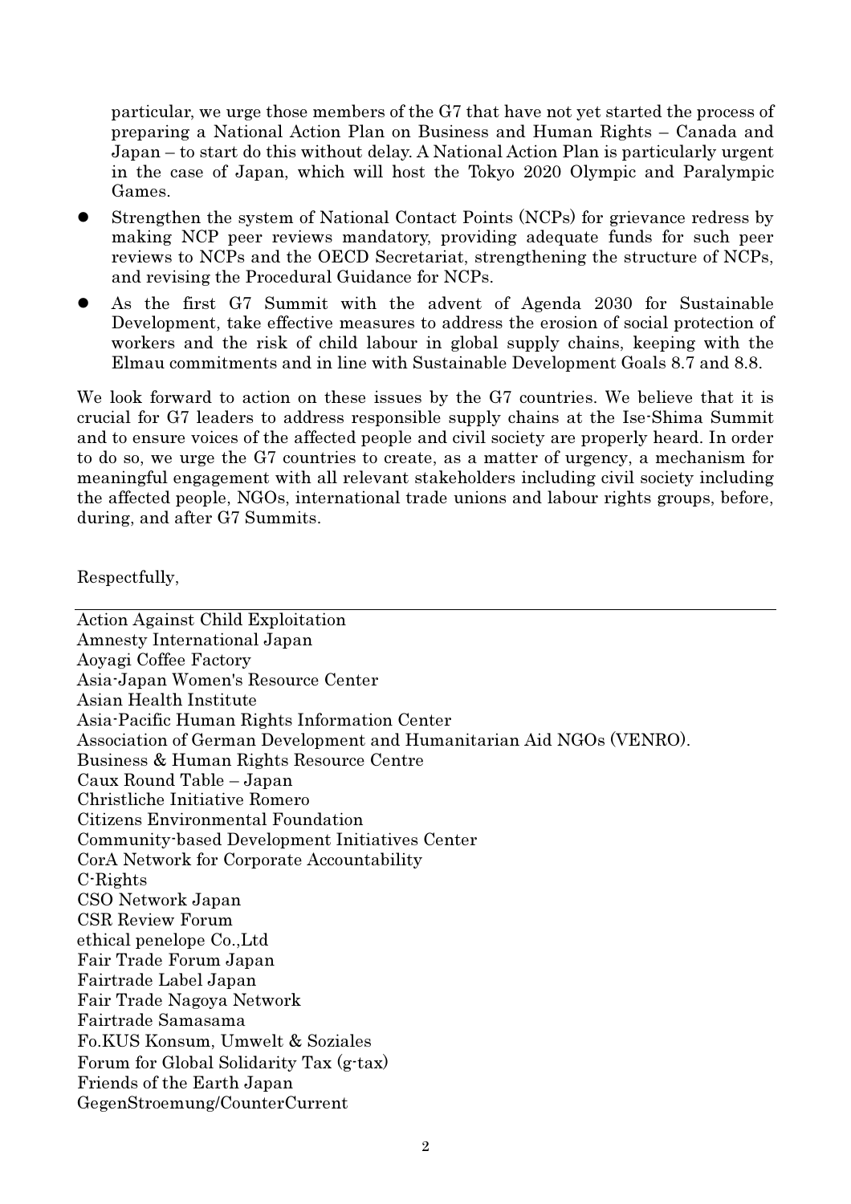particular, we urge those members of the G7 that have not yet started the process of preparing a National Action Plan on Business and Human Rights – Canada and Japan – to start do this without delay. A National Action Plan is particularly urgent in the case of Japan, which will host the Tokyo 2020 Olympic and Paralympic Games.

- Strengthen the system of National Contact Points (NCPs) for grievance redress by making NCP peer reviews mandatory, providing adequate funds for such peer reviews to NCPs and the OECD Secretariat, strengthening the structure of NCPs, and revising the Procedural Guidance for NCPs.
- As the first G7 Summit with the advent of Agenda 2030 for Sustainable Development, take effective measures to address the erosion of social protection of workers and the risk of child labour in global supply chains, keeping with the Elmau commitments and in line with Sustainable Development Goals 8.7 and 8.8.

We look forward to action on these issues by the G7 countries. We believe that it is crucial for G7 leaders to address responsible supply chains at the Ise-Shima Summit and to ensure voices of the affected people and civil society are properly heard. In order to do so, we urge the G7 countries to create, as a matter of urgency, a mechanism for meaningful engagement with all relevant stakeholders including civil society including the affected people, NGOs, international trade unions and labour rights groups, before, during, and after G7 Summits.

Respectfully,

---

Action Against Child Exploitation
Amnesty International Japan
Aoyagi Coffee Factory
Asia-Japan Women's Resource Center
Asian Health Institute
Asia-Pacific Human Rights Information Center
Association of German Development and Humanitarian Aid NGOs (VENRO).
Business & Human Rights Resource Centre
Caux Round Table – Japan
Christliche Initiative Romero
Citizens Environmental Foundation
Community-based Development Initiatives Center
CorA Network for Corporate Accountability
C-Rights
CSO Network Japan
CSR Review Forum
ethical penelope Co.,Ltd
Fair Trade Forum Japan
Fairtrade Label Japan
Fair Trade Nagoya Network
Fairtrade Samasama
Fo.KUS Konsum, Umwelt & Soziales
Forum for Global Solidarity Tax (g-tax)
Friends of the Earth Japan
GegenStroemung/CounterCurrent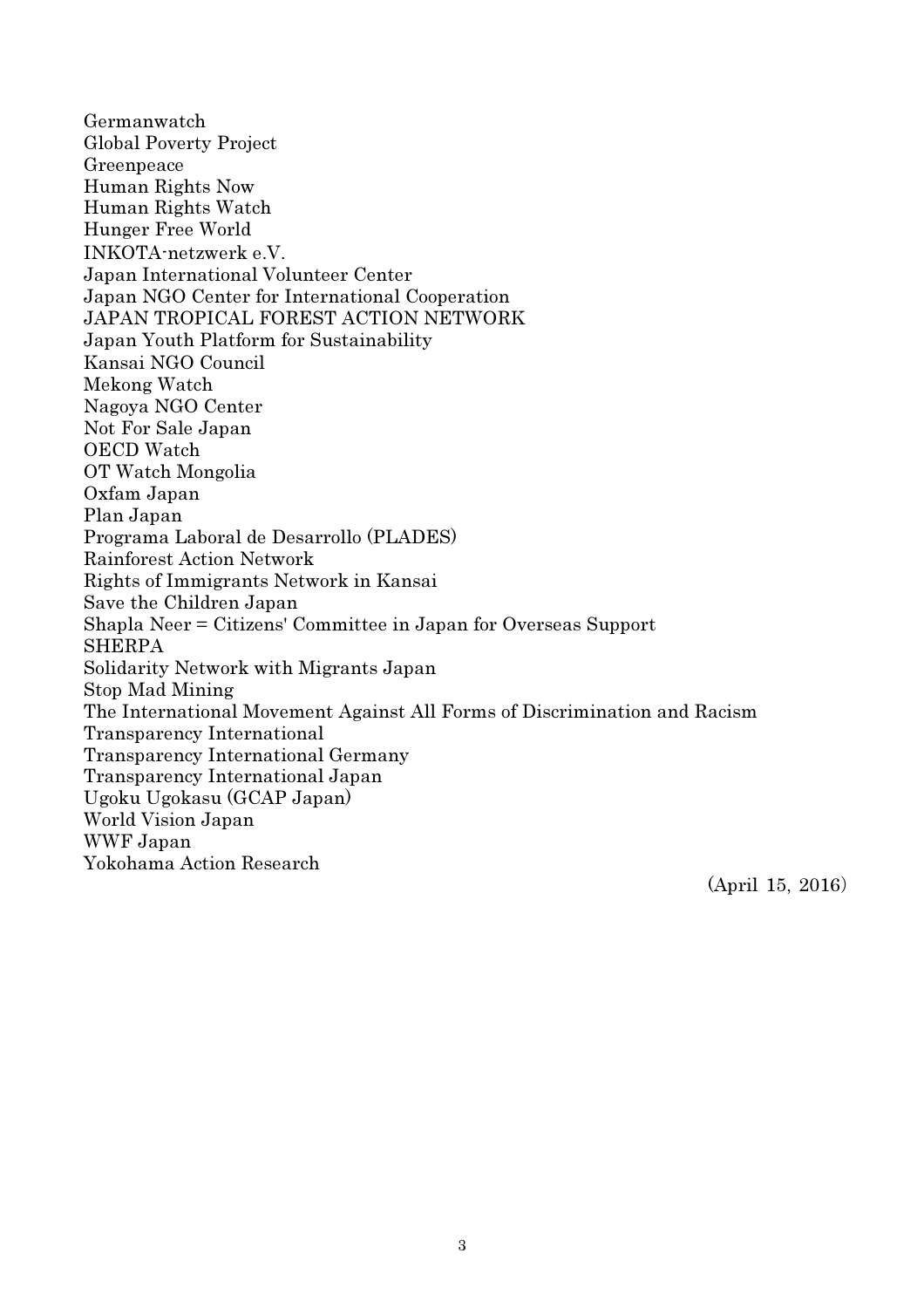Germanwatch
Global Poverty Project
Greenpeace
Human Rights Now
Human Rights Watch
Hunger Free World
INKOTA-netzwerk e.V.
Japan International Volunteer Center
Japan NGO Center for International Cooperation
JAPAN TROPICAL FOREST ACTION NETWORK
Japan Youth Platform for Sustainability
Kansai NGO Council
Mekong Watch
Nagoya NGO Center
Not For Sale Japan
OECD Watch
OT Watch Mongolia
Oxfam Japan
Plan Japan
Programa Laboral de Desarrollo (PLADES)
Rainforest Action Network
Rights of Immigrants Network in Kansai
Save the Children Japan
Shapla Neer = Citizens' Committee in Japan for Overseas Support
SHERPA
Solidarity Network with Migrants Japan
Stop Mad Mining
The International Movement Against All Forms of Discrimination and Racism
Transparency International
Transparency International Germany
Transparency International Japan
Ugoku Ugokasu (GCAP Japan)
World Vision Japan
WWF Japan
Yokohama Action Research

(April 15, 2016)